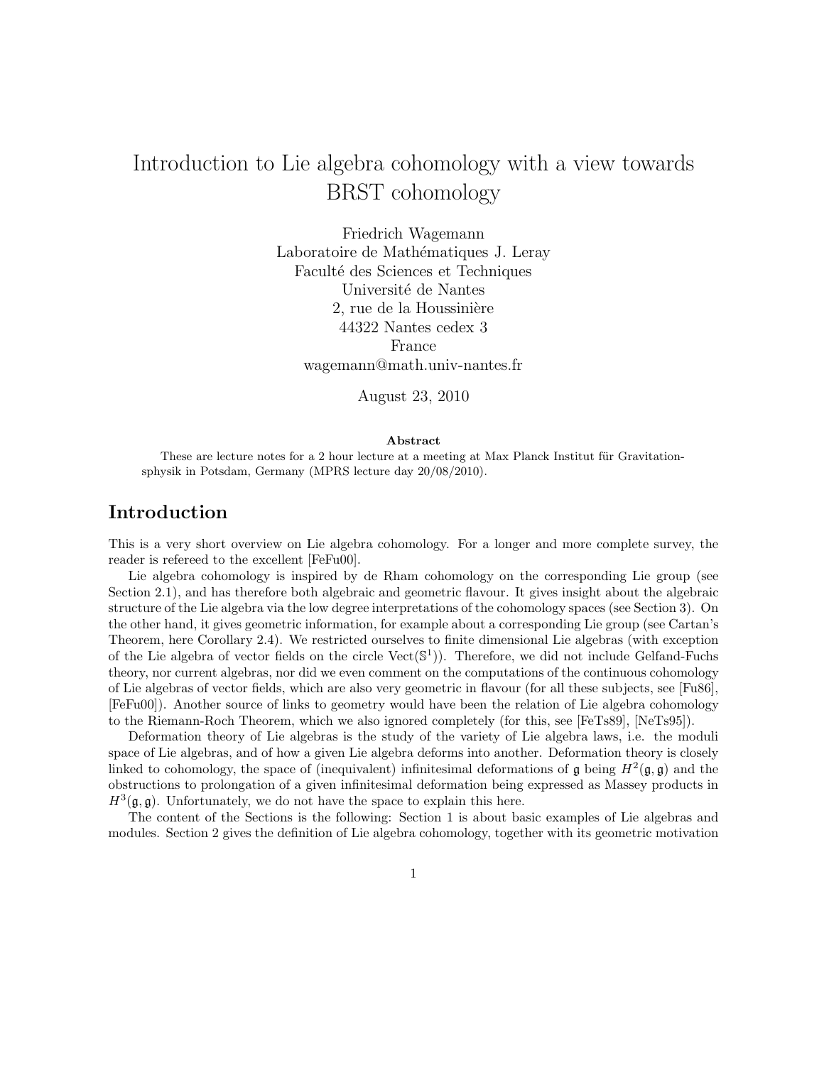# Introduction to Lie algebra cohomology with a view towards BRST cohomology

Friedrich Wagemann
Laboratoire de Mathématiques J. Leray
Faculté des Sciences et Techniques
Université de Nantes
2, rue de la Houssinière
44322 Nantes cedex 3
France
wagemann@math.univ-nantes.fr

August 23, 2010

**Abstract**

These are lecture notes for a 2 hour lecture at a meeting at Max Planck Institut für Gravitationsphysik in Potsdam, Germany (MPRS lecture day 20/08/2010).

## Introduction

This is a very short overview on Lie algebra cohomology. For a longer and more complete survey, the reader is refereed to the excellent [FeFu00].

Lie algebra cohomology is inspired by de Rham cohomology on the corresponding Lie group (see Section 2.1), and has therefore both algebraic and geometric flavour. It gives insight about the algebraic structure of the Lie algebra via the low degree interpretations of the cohomology spaces (see Section 3). On the other hand, it gives geometric information, for example about a corresponding Lie group (see Cartan's Theorem, here Corollary 2.4). We restricted ourselves to finite dimensional Lie algebras (with exception of the Lie algebra of vector fields on the circle $\mathrm{Vect}(\mathbb{S}^1)$). Therefore, we did not include Gelfand-Fuchs theory, nor current algebras, nor did we even comment on the computations of the continuous cohomology of Lie algebras of vector fields, which are also very geometric in flavour (for all these subjects, see [Fu86], [FeFu00]). Another source of links to geometry would have been the relation of Lie algebra cohomology to the Riemann-Roch Theorem, which we also ignored completely (for this, see [FeTs89], [NeTs95]).

Deformation theory of Lie algebras is the study of the variety of Lie algebra laws, i.e. the moduli space of Lie algebras, and of how a given Lie algebra deforms into another. Deformation theory is closely linked to cohomology, the space of (inequivalent) infinitesimal deformations of $\mathfrak{g}$ being $H^2(\mathfrak{g}, \mathfrak{g})$ and the obstructions to prolongation of a given infinitesimal deformation being expressed as Massey products in $H^3(\mathfrak{g}, \mathfrak{g})$. Unfortunately, we do not have the space to explain this here.

The content of the Sections is the following: Section 1 is about basic examples of Lie algebras and modules. Section 2 gives the definition of Lie algebra cohomology, together with its geometric motivation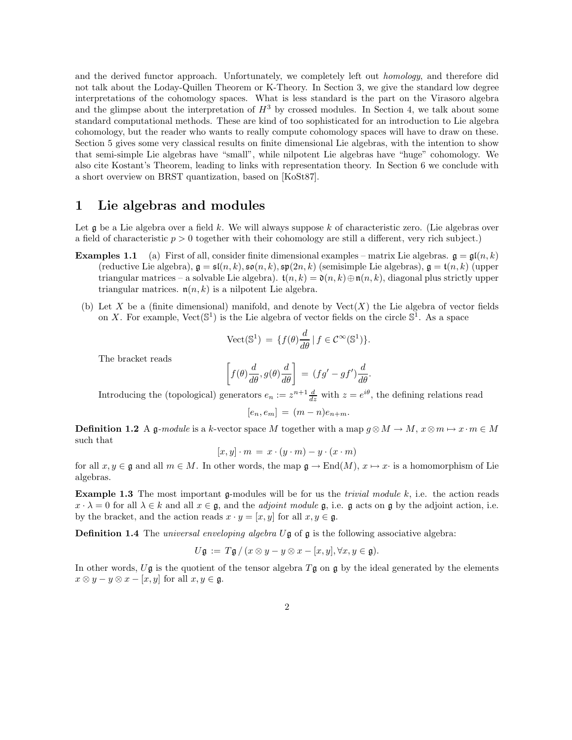and the derived functor approach. Unfortunately, we completely left out *homology*, and therefore did not talk about the Loday-Quillen Theorem or K-Theory. In Section 3, we give the standard low degree interpretations of the cohomology spaces. What is less standard is the part on the Virasoro algebra and the glimpse about the interpretation of $H^3$ by crossed modules. In Section 4, we talk about some standard computational methods. These are kind of too sophisticated for an introduction to Lie algebra cohomology, but the reader who wants to really compute cohomology spaces will have to draw on these. Section 5 gives some very classical results on finite dimensional Lie algebras, with the intention to show that semi-simple Lie algebras have "small", while nilpotent Lie algebras have "huge" cohomology. We also cite Kostant's Theorem, leading to links with representation theory. In Section 6 we conclude with a short overview on BRST quantization, based on [KoSt87].

# 1 Lie algebras and modules

Let $\mathfrak{g}$ be a Lie algebra over a field $k$. We will always suppose $k$ of characteristic zero. (Lie algebras over a field of characteristic $p > 0$ together with their cohomology are still a different, very rich subject.)

**Examples 1.1** (a) First of all, consider finite dimensional examples – matrix Lie algebras. $\mathfrak{g} = \mathfrak{gl}(n,k)$ (reductive Lie algebra), $\mathfrak{g} = \mathfrak{sl}(n,k), \mathfrak{so}(n,k), \mathfrak{sp}(2n,k)$ (semisimple Lie algebras), $\mathfrak{g} = \mathfrak{t}(n,k)$ (upper triangular matrices – a solvable Lie algebra). $\mathfrak{t}(n,k) = \mathfrak{d}(n,k) \oplus \mathfrak{n}(n,k)$, diagonal plus strictly upper triangular matrices. $\mathfrak{n}(n,k)$ is a nilpotent Lie algebra.

(b) Let $X$ be a (finite dimensional) manifold, and denote by $\mathrm{Vect}(X)$ the Lie algebra of vector fields on $X$. For example, $\mathrm{Vect}(\mathbb{S}^1)$ is the Lie algebra of vector fields on the circle $\mathbb{S}^1$. As a space

$$\mathrm{Vect}(\mathbb{S}^1) \,=\, \{f(\theta)\frac{d}{d\theta} \,|\, f \in \mathcal{C}^\infty(\mathbb{S}^1)\}.$$

The bracket reads

$$\left[f(\theta)\frac{d}{d\theta}, g(\theta)\frac{d}{d\theta}\right] \,=\, (fg' - gf')\frac{d}{d\theta}.$$

Introducing the (topological) generators $e_n := z^{n+1}\frac{d}{dz}$ with $z = e^{i\theta}$, the defining relations read

$$[e_n, e_m] \,=\, (m-n)e_{n+m}.$$

**Definition 1.2** A $\mathfrak{g}$-*module* is a $k$-vector space $M$ together with a map $g \otimes M \to M$, $x \otimes m \mapsto x \cdot m \in M$ such that

$$[x,y]\cdot m \,=\, x\cdot(y\cdot m) - y\cdot(x\cdot m)$$

for all $x, y \in \mathfrak{g}$ and all $m \in M$. In other words, the map $\mathfrak{g} \to \mathrm{End}(M)$, $x \mapsto x\cdot$ is a homomorphism of Lie algebras.

**Example 1.3** The most important $\mathfrak{g}$-modules will be for us the *trivial module* $k$, i.e. the action reads $x \cdot \lambda = 0$ for all $\lambda \in k$ and all $x \in \mathfrak{g}$, and the *adjoint module* $\mathfrak{g}$, i.e. $\mathfrak{g}$ acts on $\mathfrak{g}$ by the adjoint action, i.e. by the bracket, and the action reads $x \cdot y = [x,y]$ for all $x, y \in \mathfrak{g}$.

**Definition 1.4** The *universal enveloping algebra* $U\mathfrak{g}$ of $\mathfrak{g}$ is the following associative algebra:

$$U\mathfrak{g} \,:=\, T\mathfrak{g}\,/\,(x\otimes y - y\otimes x - [x,y], \forall x, y \in \mathfrak{g}).$$

In other words, $U\mathfrak{g}$ is the quotient of the tensor algebra $T\mathfrak{g}$ on $\mathfrak{g}$ by the ideal generated by the elements $x \otimes y - y \otimes x - [x,y]$ for all $x, y \in \mathfrak{g}$.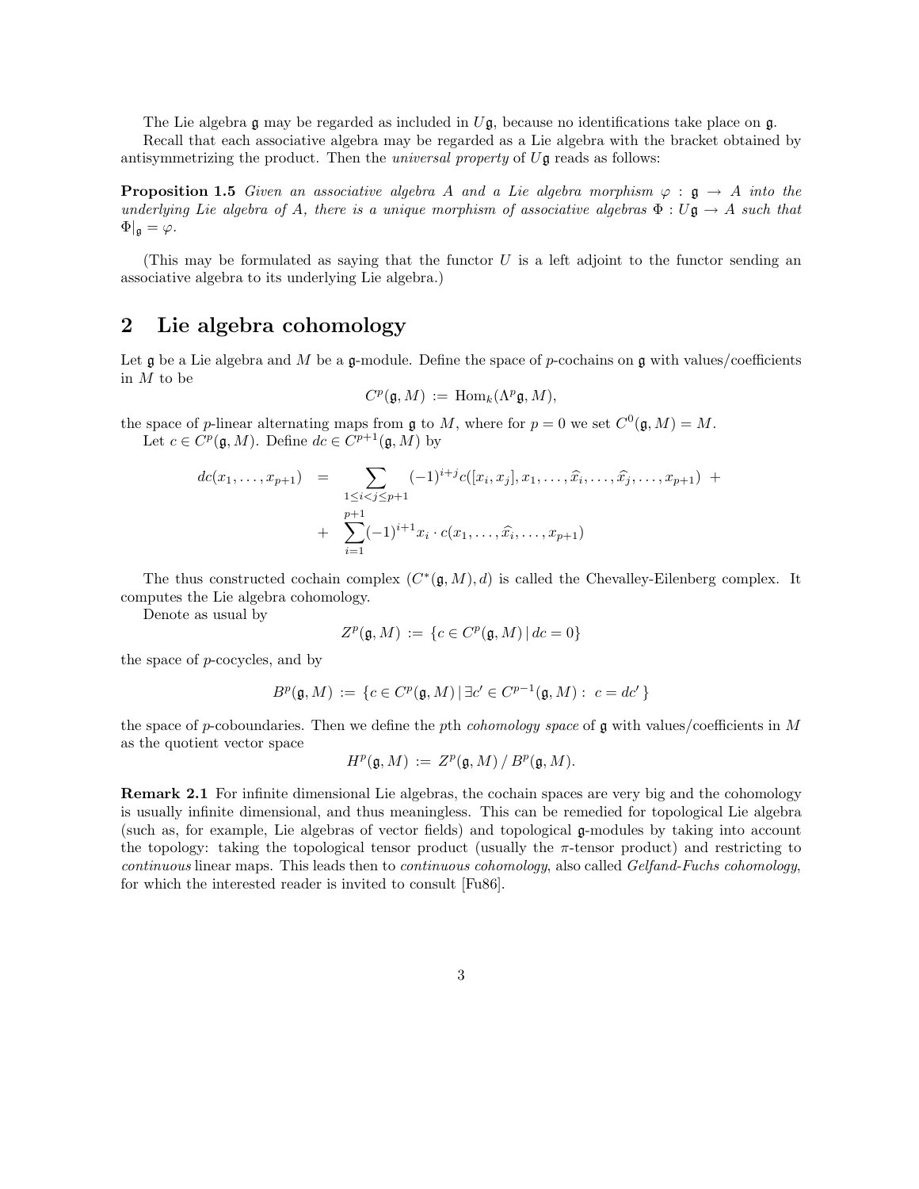The Lie algebra $\mathfrak{g}$ may be regarded as included in $U\mathfrak{g}$, because no identifications take place on $\mathfrak{g}$.

Recall that each associative algebra may be regarded as a Lie algebra with the bracket obtained by antisymmetrizing the product. Then the *universal property* of $U\mathfrak{g}$ reads as follows:

**Proposition 1.5** *Given an associative algebra $A$ and a Lie algebra morphism $\varphi : \mathfrak{g} \to A$ into the underlying Lie algebra of $A$, there is a unique morphism of associative algebras $\Phi : U\mathfrak{g} \to A$ such that $\Phi|_{\mathfrak{g}} = \varphi$.*

(This may be formulated as saying that the functor $U$ is a left adjoint to the functor sending an associative algebra to its underlying Lie algebra.)

## 2 Lie algebra cohomology

Let $\mathfrak{g}$ be a Lie algebra and $M$ be a $\mathfrak{g}$-module. Define the space of $p$-cochains on $\mathfrak{g}$ with values/coefficients in $M$ to be

$$C^p(\mathfrak{g}, M) \,:=\, \mathrm{Hom}_k(\Lambda^p\mathfrak{g}, M),$$

the space of $p$-linear alternating maps from $\mathfrak{g}$ to $M$, where for $p = 0$ we set $C^0(\mathfrak{g}, M) = M$.

Let $c \in C^p(\mathfrak{g}, M)$. Define $dc \in C^{p+1}(\mathfrak{g}, M)$ by

$$\begin{aligned} dc(x_1, \ldots, x_{p+1}) \;&=\; \sum_{1 \leq i < j \leq p+1} (-1)^{i+j} c([x_i, x_j], x_1, \ldots, \widehat{x_i}, \ldots, \widehat{x_j}, \ldots, x_{p+1}) \;+ \\ &+\; \sum_{i=1}^{p+1} (-1)^{i+1} x_i \cdot c(x_1, \ldots, \widehat{x_i}, \ldots, x_{p+1}) \end{aligned}$$

The thus constructed cochain complex $(C^*(\mathfrak{g}, M), d)$ is called the Chevalley-Eilenberg complex. It computes the Lie algebra cohomology.

Denote as usual by

$$Z^p(\mathfrak{g}, M) \,:=\, \{c \in C^p(\mathfrak{g}, M) \,|\, dc = 0\}$$

the space of $p$-cocycles, and by

$$B^p(\mathfrak{g}, M) \,:=\, \{c \in C^p(\mathfrak{g}, M) \,|\, \exists c' \in C^{p-1}(\mathfrak{g}, M) :\; c = dc'\,\}$$

the space of $p$-coboundaries. Then we define the $p$th *cohomology space* of $\mathfrak{g}$ with values/coefficients in $M$ as the quotient vector space

$$H^p(\mathfrak{g}, M) \,:=\, Z^p(\mathfrak{g}, M) \,/\, B^p(\mathfrak{g}, M).$$

**Remark 2.1** For infinite dimensional Lie algebras, the cochain spaces are very big and the cohomology is usually infinite dimensional, and thus meaningless. This can be remedied for topological Lie algebra (such as, for example, Lie algebras of vector fields) and topological $\mathfrak{g}$-modules by taking into account the topology: taking the topological tensor product (usually the $\pi$-tensor product) and restricting to *continuous* linear maps. This leads then to *continuous cohomology*, also called *Gelfand-Fuchs cohomology*, for which the interested reader is invited to consult [Fu86].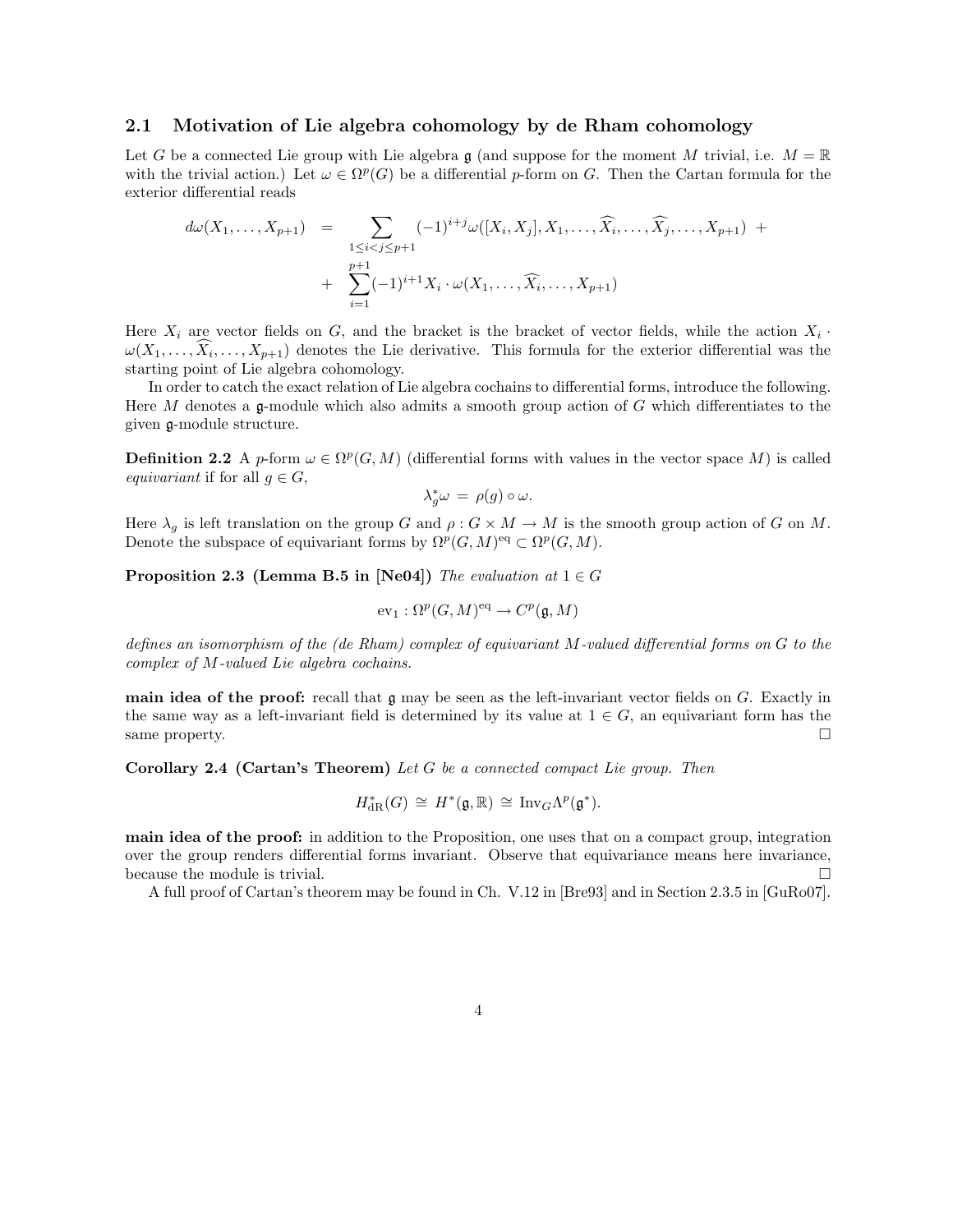### 2.1 Motivation of Lie algebra cohomology by de Rham cohomology

Let $G$ be a connected Lie group with Lie algebra $\mathfrak{g}$ (and suppose for the moment $M$ trivial, i.e. $M = \mathbb{R}$ with the trivial action.) Let $\omega \in \Omega^p(G)$ be a differential $p$-form on $G$. Then the Cartan formula for the exterior differential reads

$$
\begin{aligned}
d\omega(X_1, \ldots, X_{p+1}) \;=\; & \sum_{1 \leq i < j \leq p+1} (-1)^{i+j} \omega([X_i, X_j], X_1, \ldots, \widehat{X_i}, \ldots, \widehat{X_j}, \ldots, X_{p+1}) \;+ \\
& + \; \sum_{i=1}^{p+1} (-1)^{i+1} X_i \cdot \omega(X_1, \ldots, \widehat{X_i}, \ldots, X_{p+1})
\end{aligned}
$$

Here $X_i$ are vector fields on $G$, and the bracket is the bracket of vector fields, while the action $X_i \cdot \omega(X_1, \ldots, \widehat{X_i}, \ldots, X_{p+1})$ denotes the Lie derivative. This formula for the exterior differential was the starting point of Lie algebra cohomology.

In order to catch the exact relation of Lie algebra cochains to differential forms, introduce the following. Here $M$ denotes a $\mathfrak{g}$-module which also admits a smooth group action of $G$ which differentiates to the given $\mathfrak{g}$-module structure.

**Definition 2.2** A $p$-form $\omega \in \Omega^p(G, M)$ (differential forms with values in the vector space $M$) is called *equivariant* if for all $g \in G$,

$$\lambda_g^* \omega \;=\; \rho(g) \circ \omega.$$

Here $\lambda_g$ is left translation on the group $G$ and $\rho : G \times M \to M$ is the smooth group action of $G$ on $M$. Denote the subspace of equivariant forms by $\Omega^p(G, M)^{\mathrm{eq}} \subset \Omega^p(G, M)$.

**Proposition 2.3 (Lemma B.5 in [Ne04])** *The evaluation at $1 \in G$*

$$\mathrm{ev}_1 : \Omega^p(G, M)^{\mathrm{eq}} \to C^p(\mathfrak{g}, M)$$

*defines an isomorphism of the (de Rham) complex of equivariant $M$-valued differential forms on $G$ to the complex of $M$-valued Lie algebra cochains.*

**main idea of the proof:** recall that $\mathfrak{g}$ may be seen as the left-invariant vector fields on $G$. Exactly in the same way as a left-invariant field is determined by its value at $1 \in G$, an equivariant form has the same property. □

**Corollary 2.4 (Cartan's Theorem)** *Let $G$ be a connected compact Lie group. Then*

$$H^*_{\mathrm{dR}}(G) \;\cong\; H^*(\mathfrak{g}, \mathbb{R}) \;\cong\; \mathrm{Inv}_G \Lambda^p(\mathfrak{g}^*).$$

**main idea of the proof:** in addition to the Proposition, one uses that on a compact group, integration over the group renders differential forms invariant. Observe that equivariance means here invariance, because the module is trivial. □

A full proof of Cartan's theorem may be found in Ch. V.12 in [Bre93] and in Section 2.3.5 in [GuRo07].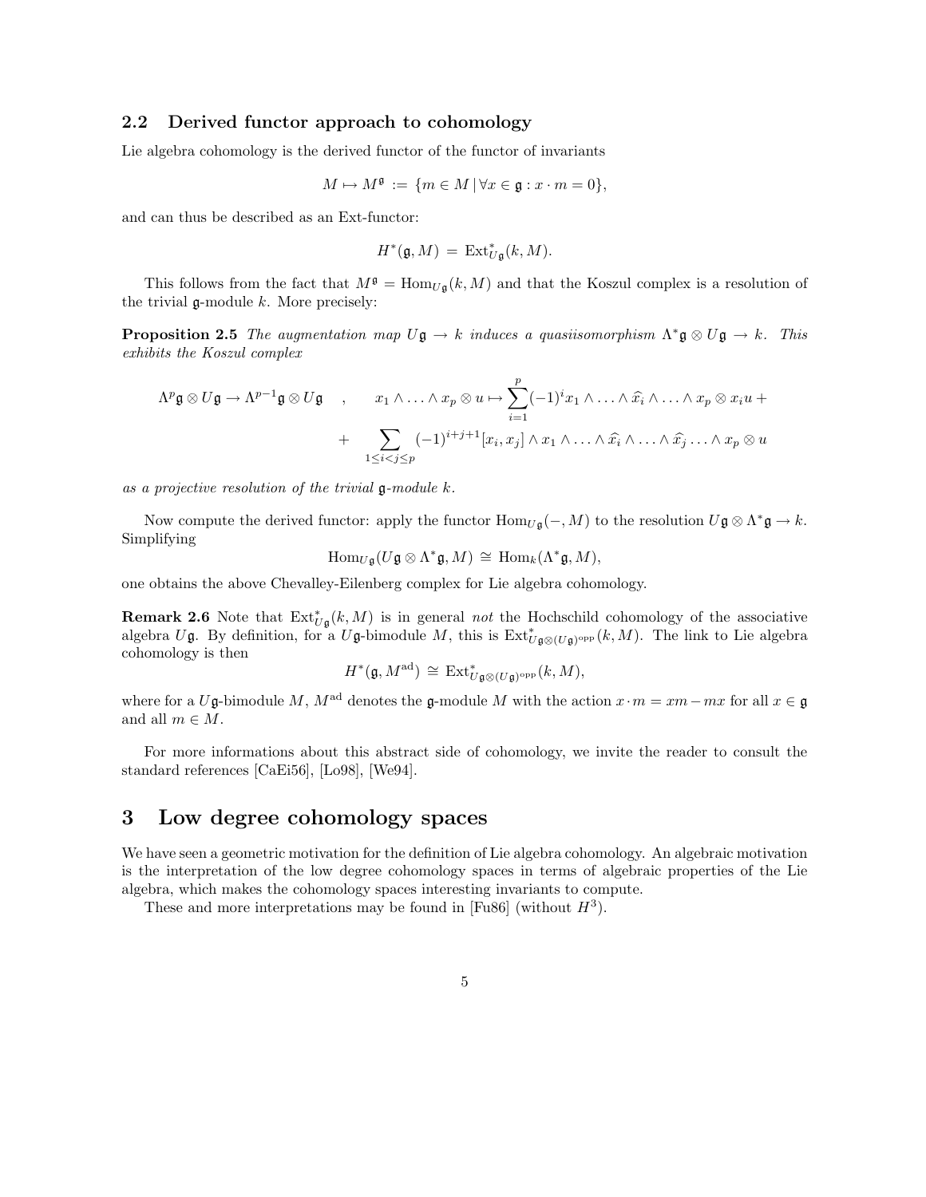### 2.2 Derived functor approach to cohomology

Lie algebra cohomology is the derived functor of the functor of invariants

$$M \mapsto M^{\mathfrak{g}} := \{m \in M \,|\, \forall x \in \mathfrak{g} : x \cdot m = 0\},$$

and can thus be described as an Ext-functor:

$$H^*(\mathfrak{g}, M) = \mathrm{Ext}^*_{U\mathfrak{g}}(k, M).$$

This follows from the fact that $M^{\mathfrak{g}} = \mathrm{Hom}_{U\mathfrak{g}}(k, M)$ and that the Koszul complex is a resolution of the trivial $\mathfrak{g}$-module $k$. More precisely:

**Proposition 2.5** *The augmentation map $U\mathfrak{g} \to k$ induces a quasiisomorphism $\Lambda^*\mathfrak{g} \otimes U\mathfrak{g} \to k$. This exhibits the Koszul complex*

$$\Lambda^p\mathfrak{g} \otimes U\mathfrak{g} \to \Lambda^{p-1}\mathfrak{g} \otimes U\mathfrak{g} \quad , \qquad x_1 \wedge \ldots \wedge x_p \otimes u \mapsto \sum_{i=1}^{p} (-1)^i x_1 \wedge \ldots \wedge \widehat{x_i} \wedge \ldots \wedge x_p \otimes x_i u +$$
$$+ \sum_{1 \leq i < j \leq p} (-1)^{i+j+1} [x_i, x_j] \wedge x_1 \wedge \ldots \wedge \widehat{x_i} \wedge \ldots \wedge \widehat{x_j} \ldots \wedge x_p \otimes u$$

*as a projective resolution of the trivial $\mathfrak{g}$-module $k$.*

Now compute the derived functor: apply the functor $\mathrm{Hom}_{U\mathfrak{g}}(-, M)$ to the resolution $U\mathfrak{g} \otimes \Lambda^*\mathfrak{g} \to k$. Simplifying

$$\mathrm{Hom}_{U\mathfrak{g}}(U\mathfrak{g} \otimes \Lambda^*\mathfrak{g}, M) \cong \mathrm{Hom}_k(\Lambda^*\mathfrak{g}, M),$$

one obtains the above Chevalley-Eilenberg complex for Lie algebra cohomology.

**Remark 2.6** Note that $\mathrm{Ext}^*_{U\mathfrak{g}}(k, M)$ is in general *not* the Hochschild cohomology of the associative algebra $U\mathfrak{g}$. By definition, for a $U\mathfrak{g}$-bimodule $M$, this is $\mathrm{Ext}^*_{U\mathfrak{g} \otimes (U\mathfrak{g})^{\mathrm{opp}}}(k, M)$. The link to Lie algebra cohomology is then

$$H^*(\mathfrak{g}, M^{\mathrm{ad}}) \cong \mathrm{Ext}^*_{U\mathfrak{g} \otimes (U\mathfrak{g})^{\mathrm{opp}}}(k, M),$$

where for a $U\mathfrak{g}$-bimodule $M$, $M^{\mathrm{ad}}$ denotes the $\mathfrak{g}$-module $M$ with the action $x \cdot m = xm - mx$ for all $x \in \mathfrak{g}$ and all $m \in M$.

For more informations about this abstract side of cohomology, we invite the reader to consult the standard references [CaEi56], [Lo98], [We94].

## 3 Low degree cohomology spaces

We have seen a geometric motivation for the definition of Lie algebra cohomology. An algebraic motivation is the interpretation of the low degree cohomology spaces in terms of algebraic properties of the Lie algebra, which makes the cohomology spaces interesting invariants to compute.

These and more interpretations may be found in [Fu86] (without $H^3$).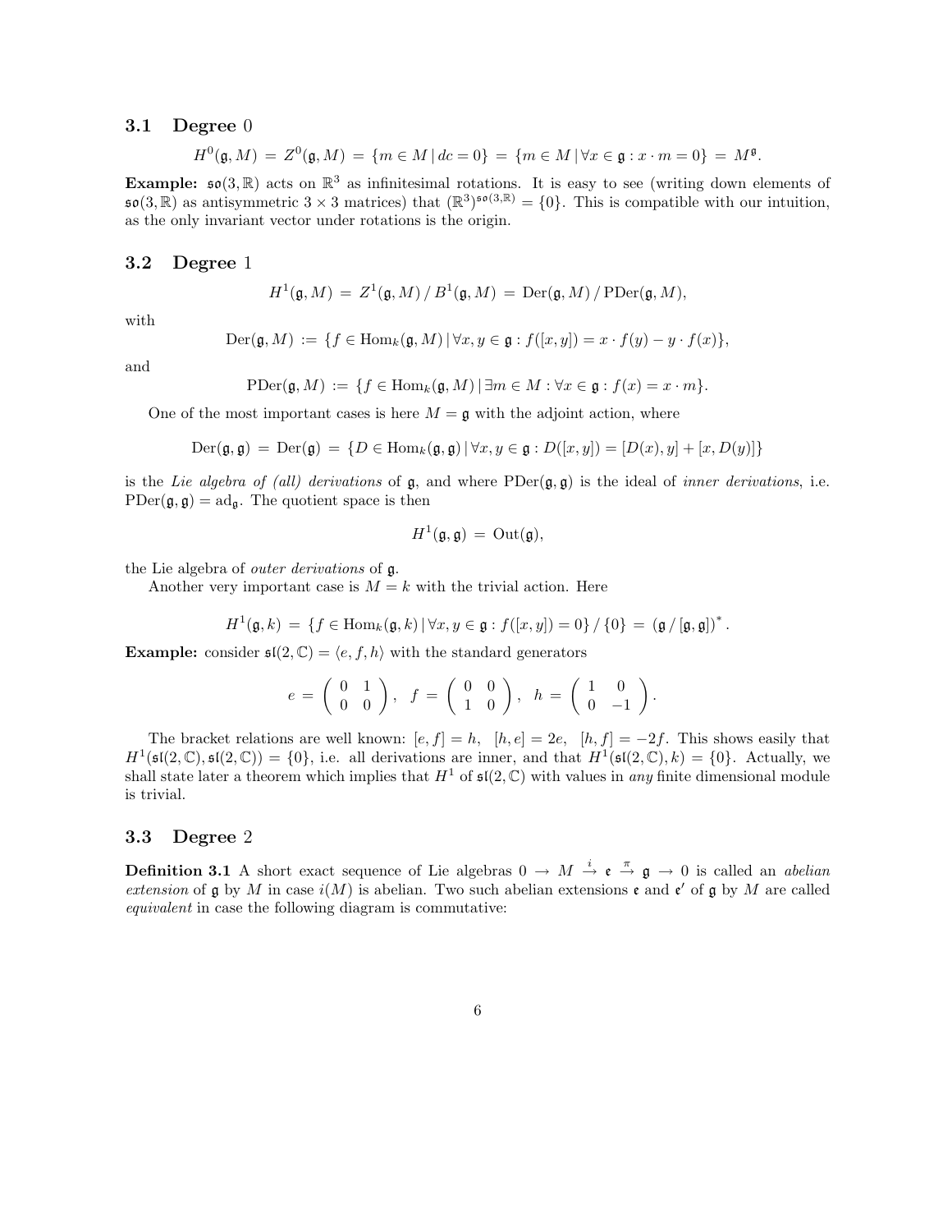### 3.1 Degree 0

$$H^0(\mathfrak{g}, M) \,=\, Z^0(\mathfrak{g}, M) \,=\, \{m \in M \,|\, dc = 0\} \,=\, \{m \in M \,|\, \forall x \in \mathfrak{g} : x \cdot m = 0\} \,=\, M^{\mathfrak{g}}.$$

**Example:** $\mathfrak{so}(3,\mathbb{R})$ acts on $\mathbb{R}^3$ as infinitesimal rotations. It is easy to see (writing down elements of $\mathfrak{so}(3,\mathbb{R})$ as antisymmetric $3 \times 3$ matrices) that $(\mathbb{R}^3)^{\mathfrak{so}(3,\mathbb{R})} = \{0\}$. This is compatible with our intuition, as the only invariant vector under rotations is the origin.

### 3.2 Degree 1

$$H^1(\mathfrak{g}, M) \,=\, Z^1(\mathfrak{g}, M) \,/\, B^1(\mathfrak{g}, M) \,=\, \mathrm{Der}(\mathfrak{g}, M) \,/\, \mathrm{PDer}(\mathfrak{g}, M),$$

with

$$\mathrm{Der}(\mathfrak{g}, M) \,:=\, \{f \in \mathrm{Hom}_k(\mathfrak{g}, M) \,|\, \forall x, y \in \mathfrak{g} : f([x,y]) = x \cdot f(y) - y \cdot f(x)\},$$

and

$$\mathrm{PDer}(\mathfrak{g}, M) \,:=\, \{f \in \mathrm{Hom}_k(\mathfrak{g}, M) \,|\, \exists m \in M : \forall x \in \mathfrak{g} : f(x) = x \cdot m\}.$$

One of the most important cases is here $M = \mathfrak{g}$ with the adjoint action, where

$$\mathrm{Der}(\mathfrak{g}, \mathfrak{g}) \,=\, \mathrm{Der}(\mathfrak{g}) \,=\, \{D \in \mathrm{Hom}_k(\mathfrak{g}, \mathfrak{g}) \,|\, \forall x, y \in \mathfrak{g} : D([x,y]) = [D(x), y] + [x, D(y)]\}$$

is the *Lie algebra of (all) derivations* of $\mathfrak{g}$, and where $\mathrm{PDer}(\mathfrak{g}, \mathfrak{g})$ is the ideal of *inner derivations*, i.e. $\mathrm{PDer}(\mathfrak{g}, \mathfrak{g}) = \mathrm{ad}_{\mathfrak{g}}$. The quotient space is then

$$H^1(\mathfrak{g}, \mathfrak{g}) \,=\, \mathrm{Out}(\mathfrak{g}),$$

the Lie algebra of *outer derivations* of $\mathfrak{g}$.

Another very important case is $M = k$ with the trivial action. Here

$$H^1(\mathfrak{g}, k) \,=\, \{f \in \mathrm{Hom}_k(\mathfrak{g}, k) \,|\, \forall x, y \in \mathfrak{g} : f([x,y]) = 0\} \,/\, \{0\} \,=\, \left(\mathfrak{g} \,/\, [\mathfrak{g}, \mathfrak{g}]\right)^*.$$

**Example:** consider $\mathfrak{sl}(2,\mathbb{C}) = \langle e, f, h \rangle$ with the standard generators

$$e \,=\, \begin{pmatrix} 0 & 1 \\ 0 & 0 \end{pmatrix}, \;\; f \,=\, \begin{pmatrix} 0 & 0 \\ 1 & 0 \end{pmatrix}, \;\; h \,=\, \begin{pmatrix} 1 & 0 \\ 0 & -1 \end{pmatrix}.$$

The bracket relations are well known: $[e,f] = h,\;\; [h,e] = 2e,\;\; [h,f] = -2f$. This shows easily that $H^1(\mathfrak{sl}(2,\mathbb{C}), \mathfrak{sl}(2,\mathbb{C})) = \{0\}$, i.e. all derivations are inner, and that $H^1(\mathfrak{sl}(2,\mathbb{C}), k) = \{0\}$. Actually, we shall state later a theorem which implies that $H^1$ of $\mathfrak{sl}(2,\mathbb{C})$ with values in *any* finite dimensional module is trivial.

### 3.3 Degree 2

**Definition 3.1** A short exact sequence of Lie algebras $0 \to M \xrightarrow{i} \mathfrak{e} \xrightarrow{\pi} \mathfrak{g} \to 0$ is called an *abelian extension* of $\mathfrak{g}$ by $M$ in case $i(M)$ is abelian. Two such abelian extensions $\mathfrak{e}$ and $\mathfrak{e}'$ of $\mathfrak{g}$ by $M$ are called *equivalent* in case the following diagram is commutative: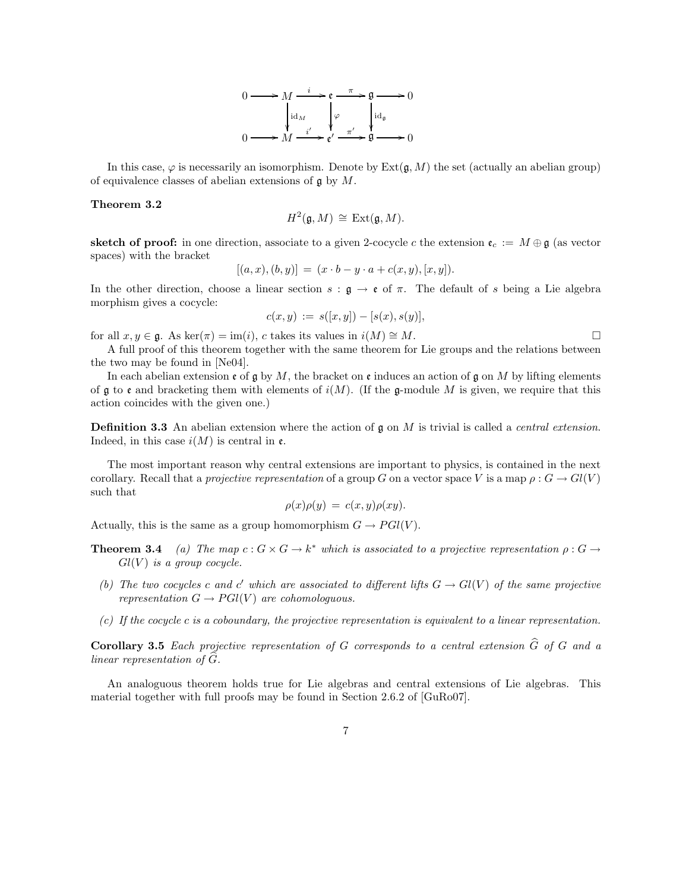$$
\begin{array}{ccccccccc}
0 & \longrightarrow & M & \xrightarrow{i} & \mathfrak{e} & \xrightarrow{\pi} & \mathfrak{g} & \longrightarrow & 0 \\
 & & \downarrow{\scriptstyle \mathrm{id}_M} & & \downarrow{\scriptstyle \varphi} & & \downarrow{\scriptstyle \mathrm{id}_{\mathfrak{g}}} & & \\
0 & \longrightarrow & M & \xrightarrow{i'} & \mathfrak{e}' & \xrightarrow{\pi'} & \mathfrak{g} & \longrightarrow & 0
\end{array}
$$

In this case, $\varphi$ is necessarily an isomorphism. Denote by $\mathrm{Ext}(\mathfrak{g}, M)$ the set (actually an abelian group) of equivalence classes of abelian extensions of $\mathfrak{g}$ by $M$.

**Theorem 3.2**

$$H^2(\mathfrak{g}, M) \cong \mathrm{Ext}(\mathfrak{g}, M).$$

**sketch of proof:** in one direction, associate to a given 2-cocycle $c$ the extension $\mathfrak{e}_c := M \oplus \mathfrak{g}$ (as vector spaces) with the bracket

$$[(a, x), (b, y)] = (x \cdot b - y \cdot a + c(x, y), [x, y]).$$

In the other direction, choose a linear section $s : \mathfrak{g} \to \mathfrak{e}$ of $\pi$. The default of $s$ being a Lie algebra morphism gives a cocycle:

$$c(x, y) := s([x, y]) - [s(x), s(y)],$$

for all $x, y \in \mathfrak{g}$. As $\ker(\pi) = \mathrm{im}(i)$, $c$ takes its values in $i(M) \cong M$. □

A full proof of this theorem together with the same theorem for Lie groups and the relations between the two may be found in [Ne04].

In each abelian extension $\mathfrak{e}$ of $\mathfrak{g}$ by $M$, the bracket on $\mathfrak{e}$ induces an action of $\mathfrak{g}$ on $M$ by lifting elements of $\mathfrak{g}$ to $\mathfrak{e}$ and bracketing them with elements of $i(M)$. (If the $\mathfrak{g}$-module $M$ is given, we require that this action coincides with the given one.)

**Definition 3.3** An abelian extension where the action of $\mathfrak{g}$ on $M$ is trivial is called a *central extension*. Indeed, in this case $i(M)$ is central in $\mathfrak{e}$.

The most important reason why central extensions are important to physics, is contained in the next corollary. Recall that a *projective representation* of a group $G$ on a vector space $V$ is a map $\rho : G \to Gl(V)$ such that

$$\rho(x)\rho(y) = c(x, y)\rho(xy).$$

Actually, this is the same as a group homomorphism $G \to PGl(V)$.

**Theorem 3.4** *(a) The map $c : G \times G \to k^*$ which is associated to a projective representation $\rho : G \to Gl(V)$ is a group cocycle.*

*(b) The two cocycles $c$ and $c'$ which are associated to different lifts $G \to Gl(V)$ of the same projective representation $G \to PGl(V)$ are cohomologuous.*

*(c) If the cocycle $c$ is a coboundary, the projective representation is equivalent to a linear representation.*

**Corollary 3.5** *Each projective representation of $G$ corresponds to a central extension $\widehat{G}$ of $G$ and a linear representation of $\widehat{G}$.*

An analoguous theorem holds true for Lie algebras and central extensions of Lie algebras. This material together with full proofs may be found in Section 2.6.2 of [GuRo07].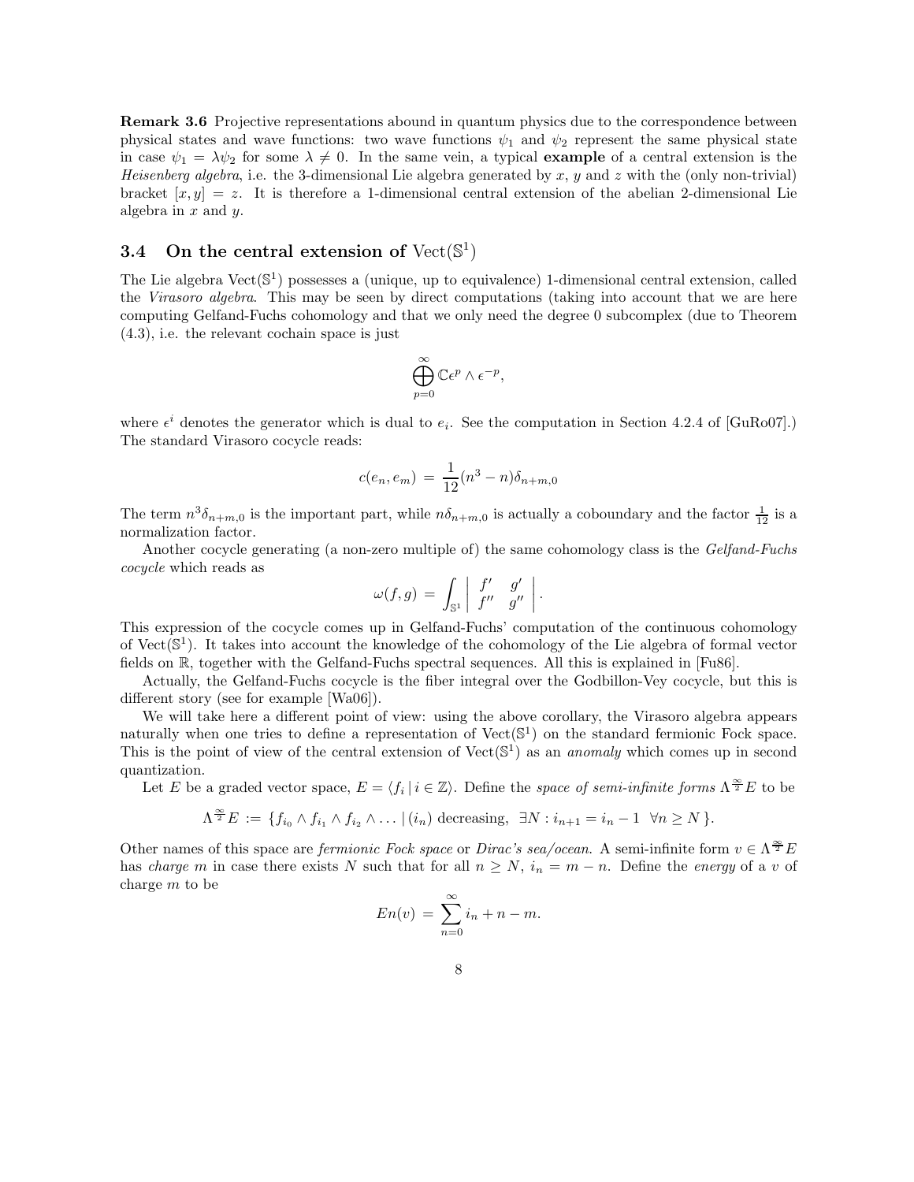**Remark 3.6** Projective representations abound in quantum physics due to the correspondence between physical states and wave functions: two wave functions $\psi_1$ and $\psi_2$ represent the same physical state in case $\psi_1 = \lambda\psi_2$ for some $\lambda \neq 0$. In the same vein, a typical **example** of a central extension is the *Heisenberg algebra*, i.e. the 3-dimensional Lie algebra generated by $x$, $y$ and $z$ with the (only non-trivial) bracket $[x, y] = z$. It is therefore a 1-dimensional central extension of the abelian 2-dimensional Lie algebra in $x$ and $y$.

### 3.4 On the central extension of $\mathrm{Vect}(\mathbb{S}^1)$

The Lie algebra $\mathrm{Vect}(\mathbb{S}^1)$ possesses a (unique, up to equivalence) 1-dimensional central extension, called the *Virasoro algebra*. This may be seen by direct computations (taking into account that we are here computing Gelfand-Fuchs cohomology and that we only need the degree 0 subcomplex (due to Theorem (4.3), i.e. the relevant cochain space is just

$$\bigoplus_{p=0}^{\infty} \mathbb{C}\epsilon^p \wedge \epsilon^{-p},$$

where $\epsilon^i$ denotes the generator which is dual to $e_i$. See the computation in Section 4.2.4 of [GuRo07].) The standard Virasoro cocycle reads:

$$c(e_n, e_m) \,=\, \frac{1}{12}(n^3 - n)\delta_{n+m,0}$$

The term $n^3\delta_{n+m,0}$ is the important part, while $n\delta_{n+m,0}$ is actually a coboundary and the factor $\frac{1}{12}$ is a normalization factor.

Another cocycle generating (a non-zero multiple of) the same cohomology class is the *Gelfand-Fuchs cocycle* which reads as

$$\omega(f, g) \,=\, \int_{\mathbb{S}^1} \left| \begin{array}{cc} f' & g' \\ f'' & g'' \end{array} \right|.$$

This expression of the cocycle comes up in Gelfand-Fuchs' computation of the continuous cohomology of $\mathrm{Vect}(\mathbb{S}^1)$. It takes into account the knowledge of the cohomology of the Lie algebra of formal vector fields on $\mathbb{R}$, together with the Gelfand-Fuchs spectral sequences. All this is explained in [Fu86].

Actually, the Gelfand-Fuchs cocycle is the fiber integral over the Godbillon-Vey cocycle, but this is different story (see for example [Wa06]).

We will take here a different point of view: using the above corollary, the Virasoro algebra appears naturally when one tries to define a representation of $\mathrm{Vect}(\mathbb{S}^1)$ on the standard fermionic Fock space. This is the point of view of the central extension of $\mathrm{Vect}(\mathbb{S}^1)$ as an *anomaly* which comes up in second quantization.

Let $E$ be a graded vector space, $E = \langle f_i \,|\, i \in \mathbb{Z}\rangle$. Define the *space of semi-infinite forms* $\Lambda^{\frac{\infty}{2}}E$ to be

$$\Lambda^{\frac{\infty}{2}}E \,:=\, \{f_{i_0} \wedge f_{i_1} \wedge f_{i_2} \wedge \ldots \,|\, (i_n) \text{ decreasing, } \exists N : i_{n+1} = i_n - 1 \;\; \forall n \geq N\,\}.$$

Other names of this space are *fermionic Fock space* or *Dirac's sea/ocean*. A semi-infinite form $v \in \Lambda^{\frac{\infty}{2}}E$ has *charge* $m$ in case there exists $N$ such that for all $n \geq N$, $i_n = m - n$. Define the *energy* of a $v$ of charge $m$ to be

$$En(v) \,=\, \sum_{n=0}^{\infty} i_n + n - m.$$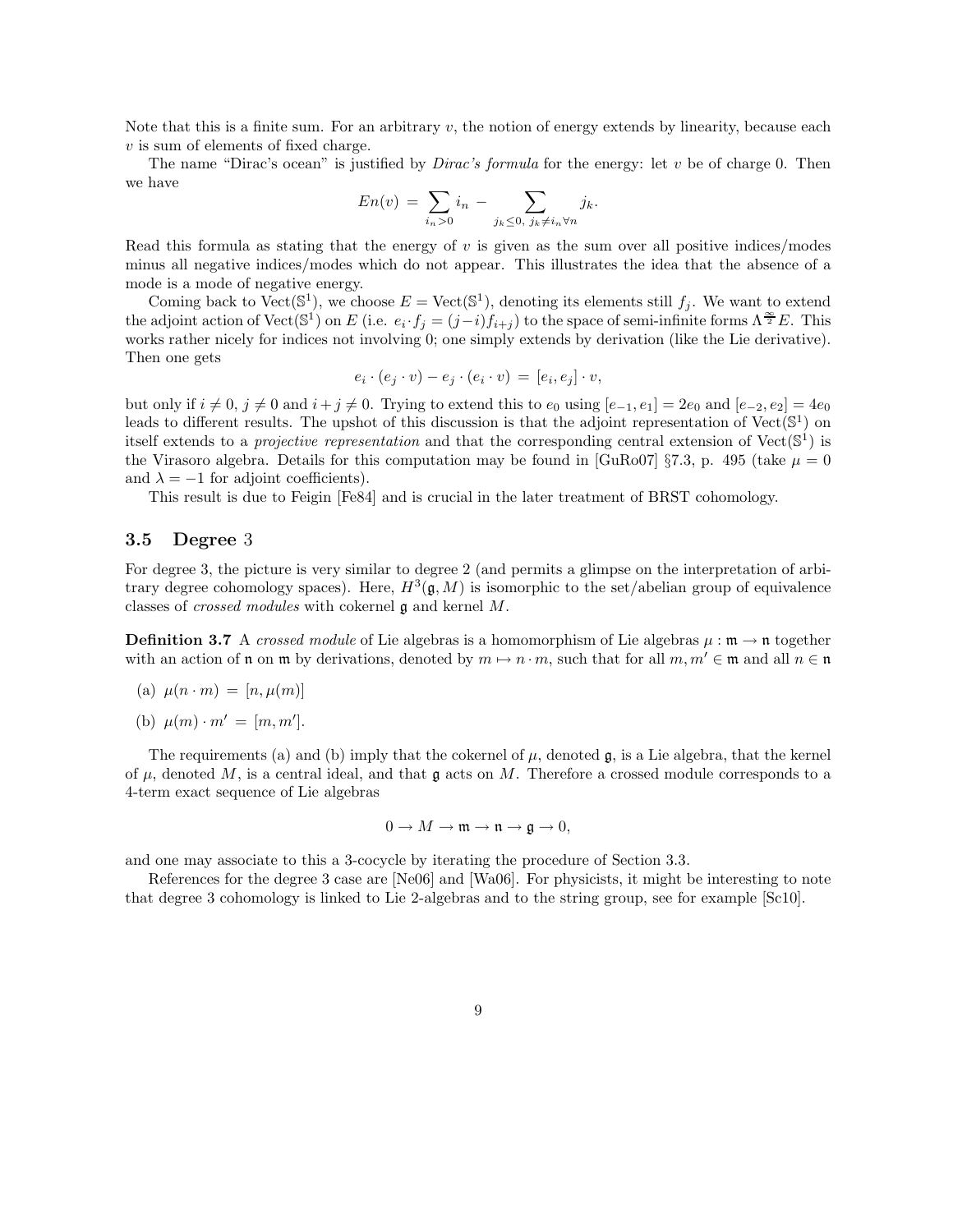Note that this is a finite sum. For an arbitrary $v$, the notion of energy extends by linearity, because each $v$ is sum of elements of fixed charge.

The name "Dirac's ocean" is justified by *Dirac's formula* for the energy: let $v$ be of charge 0. Then we have

$$En(v) \,=\, \sum_{i_n>0} i_n \,-\, \sum_{j_k\leq 0,\; j_k\neq i_n \forall n} j_k.$$

Read this formula as stating that the energy of $v$ is given as the sum over all positive indices/modes minus all negative indices/modes which do not appear. This illustrates the idea that the absence of a mode is a mode of negative energy.

Coming back to $\mathrm{Vect}(\mathbb{S}^1)$, we choose $E = \mathrm{Vect}(\mathbb{S}^1)$, denoting its elements still $f_j$. We want to extend the adjoint action of $\mathrm{Vect}(\mathbb{S}^1)$ on $E$ (i.e. $e_i \cdot f_j = (j-i)f_{i+j}$) to the space of semi-infinite forms $\Lambda^{\frac{\infty}{2}}E$. This works rather nicely for indices not involving 0; one simply extends by derivation (like the Lie derivative). Then one gets

$$e_i\cdot(e_j\cdot v) - e_j\cdot(e_i\cdot v) \,=\, [e_i,e_j]\cdot v,$$

but only if $i\neq 0$, $j\neq 0$ and $i+j\neq 0$. Trying to extend this to $e_0$ using $[e_{-1},e_1] = 2e_0$ and $[e_{-2},e_2] = 4e_0$ leads to different results. The upshot of this discussion is that the adjoint representation of $\mathrm{Vect}(\mathbb{S}^1)$ on itself extends to a *projective representation* and that the corresponding central extension of $\mathrm{Vect}(\mathbb{S}^1)$ is the Virasoro algebra. Details for this computation may be found in [GuRo07] §7.3, p. 495 (take $\mu = 0$ and $\lambda = -1$ for adjoint coefficients).

This result is due to Feigin [Fe84] and is crucial in the later treatment of BRST cohomology.

### 3.5 Degree 3

For degree 3, the picture is very similar to degree 2 (and permits a glimpse on the interpretation of arbitrary degree cohomology spaces). Here, $H^3(\mathfrak{g}, M)$ is isomorphic to the set/abelian group of equivalence classes of *crossed modules* with cokernel $\mathfrak{g}$ and kernel $M$.

**Definition 3.7** A *crossed module* of Lie algebras is a homomorphism of Lie algebras $\mu : \mathfrak{m}\to\mathfrak{n}$ together with an action of $\mathfrak{n}$ on $\mathfrak{m}$ by derivations, denoted by $m\mapsto n\cdot m$, such that for all $m,m'\in\mathfrak{m}$ and all $n\in\mathfrak{n}$

(a) $\mu(n\cdot m) \,=\, [n,\mu(m)]$

(b) $\mu(m)\cdot m' \,=\, [m,m']$.

The requirements (a) and (b) imply that the cokernel of $\mu$, denoted $\mathfrak{g}$, is a Lie algebra, that the kernel of $\mu$, denoted $M$, is a central ideal, and that $\mathfrak{g}$ acts on $M$. Therefore a crossed module corresponds to a 4-term exact sequence of Lie algebras

$$0\to M\to\mathfrak{m}\to\mathfrak{n}\to\mathfrak{g}\to 0,$$

and one may associate to this a 3-cocycle by iterating the procedure of Section 3.3.

References for the degree 3 case are [Ne06] and [Wa06]. For physicists, it might be interesting to note that degree 3 cohomology is linked to Lie 2-algebras and to the string group, see for example [Sc10].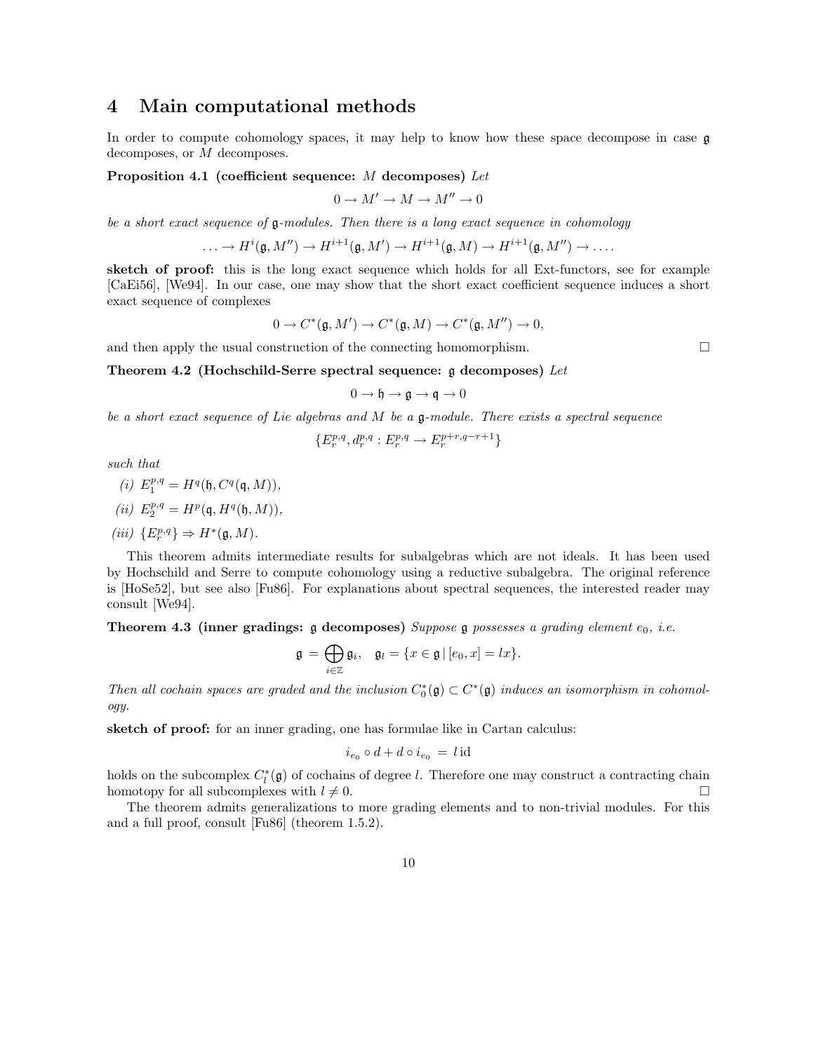## 4 Main computational methods

In order to compute cohomology spaces, it may help to know how these space decompose in case $\mathfrak{g}$ decomposes, or $M$ decomposes.

**Proposition 4.1 (coefficient sequence: $M$ decomposes)** *Let*

$$0 \to M' \to M \to M'' \to 0$$

*be a short exact sequence of $\mathfrak{g}$-modules. Then there is a long exact sequence in cohomology*

$$\ldots \to H^i(\mathfrak{g}, M'') \to H^{i+1}(\mathfrak{g}, M') \to H^{i+1}(\mathfrak{g}, M) \to H^{i+1}(\mathfrak{g}, M'') \to \ldots.$$

**sketch of proof:** this is the long exact sequence which holds for all Ext-functors, see for example [CaEi56], [We94]. In our case, one may show that the short exact coefficient sequence induces a short exact sequence of complexes

$$0 \to C^*(\mathfrak{g}, M') \to C^*(\mathfrak{g}, M) \to C^*(\mathfrak{g}, M'') \to 0,$$

and then apply the usual construction of the connecting homomorphism. □

**Theorem 4.2 (Hochschild-Serre spectral sequence: $\mathfrak{g}$ decomposes)** *Let*

$$0 \to \mathfrak{h} \to \mathfrak{g} \to \mathfrak{q} \to 0$$

*be a short exact sequence of Lie algebras and $M$ be a $\mathfrak{g}$-module. There exists a spectral sequence*

$$\{E_r^{p,q}, d_r^{p,q} : E_r^{p,q} \to E_r^{p+r,q-r+1}\}$$

*such that*

*(i)* $E_1^{p,q} = H^q(\mathfrak{h}, C^q(\mathfrak{q}, M))$,

*(ii)* $E_2^{p,q} = H^p(\mathfrak{q}, H^q(\mathfrak{h}, M))$,

*(iii)* $\{E_r^{p,q}\} \Rightarrow H^*(\mathfrak{g}, M)$.

This theorem admits intermediate results for subalgebras which are not ideals. It has been used by Hochschild and Serre to compute cohomology using a reductive subalgebra. The original reference is [HoSe52], but see also [Fu86]. For explanations about spectral sequences, the interested reader may consult [We94].

**Theorem 4.3 (inner gradings: $\mathfrak{g}$ decomposes)** *Suppose $\mathfrak{g}$ possesses a grading element $e_0$, i.e.*

$$\mathfrak{g} = \bigoplus_{i \in \mathbb{Z}} \mathfrak{g}_i, \quad \mathfrak{g}_l = \{x \in \mathfrak{g} \,|\, [e_0, x] = lx\}.$$

*Then all cochain spaces are graded and the inclusion $C_0^*(\mathfrak{g}) \subset C^*(\mathfrak{g})$ induces an isomorphism in cohomology.*

**sketch of proof:** for an inner grading, one has formulae like in Cartan calculus:

$$i_{e_0} \circ d + d \circ i_{e_0} = l \,\mathrm{id}$$

holds on the subcomplex $C_l^*(\mathfrak{g})$ of cochains of degree $l$. Therefore one may construct a contracting chain homotopy for all subcomplexes with $l \neq 0$. □

The theorem admits generalizations to more grading elements and to non-trivial modules. For this and a full proof, consult [Fu86] (theorem 1.5.2).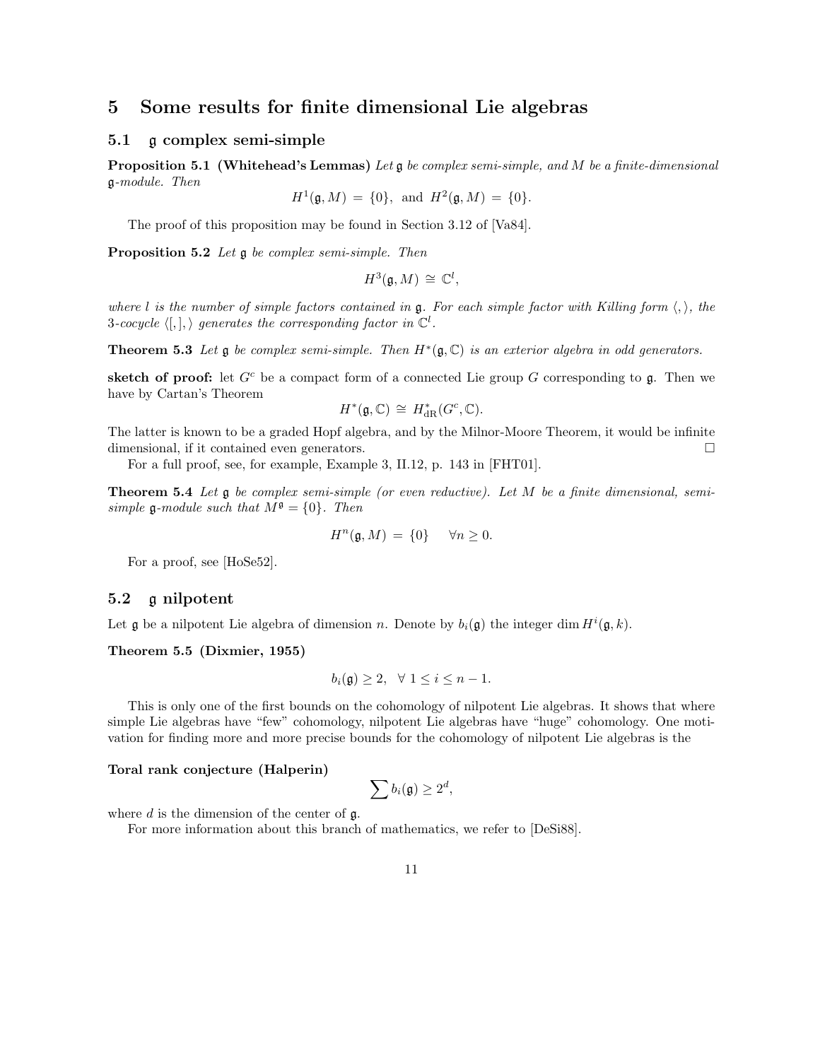# 5 Some results for finite dimensional Lie algebras

## 5.1 $\mathfrak{g}$ complex semi-simple

**Proposition 5.1 (Whitehead's Lemmas)** *Let $\mathfrak{g}$ be complex semi-simple, and $M$ be a finite-dimensional $\mathfrak{g}$-module. Then*

$$H^1(\mathfrak{g}, M) = \{0\}, \text{ and } H^2(\mathfrak{g}, M) = \{0\}.$$

The proof of this proposition may be found in Section 3.12 of [Va84].

**Proposition 5.2** *Let $\mathfrak{g}$ be complex semi-simple. Then*

$$H^3(\mathfrak{g}, M) \cong \mathbb{C}^l,$$

*where $l$ is the number of simple factors contained in $\mathfrak{g}$. For each simple factor with Killing form $\langle , \rangle$, the 3-cocycle $\langle [,], \rangle$ generates the corresponding factor in $\mathbb{C}^l$.*

**Theorem 5.3** *Let $\mathfrak{g}$ be complex semi-simple. Then $H^*(\mathfrak{g}, \mathbb{C})$ is an exterior algebra in odd generators.*

**sketch of proof:** let $G^c$ be a compact form of a connected Lie group $G$ corresponding to $\mathfrak{g}$. Then we have by Cartan's Theorem

$$H^*(\mathfrak{g}, \mathbb{C}) \cong H^*_{\mathrm{dR}}(G^c, \mathbb{C}).$$

The latter is known to be a graded Hopf algebra, and by the Milnor-Moore Theorem, it would be infinite dimensional, if it contained even generators. □

For a full proof, see, for example, Example 3, II.12, p. 143 in [FHT01].

**Theorem 5.4** *Let $\mathfrak{g}$ be complex semi-simple (or even reductive). Let $M$ be a finite dimensional, semi-simple $\mathfrak{g}$-module such that $M^{\mathfrak{g}} = \{0\}$. Then*

$$H^n(\mathfrak{g}, M) = \{0\} \quad \forall n \geq 0.$$

For a proof, see [HoSe52].

## 5.2 $\mathfrak{g}$ nilpotent

Let $\mathfrak{g}$ be a nilpotent Lie algebra of dimension $n$. Denote by $b_i(\mathfrak{g})$ the integer $\dim H^i(\mathfrak{g}, k)$.

**Theorem 5.5 (Dixmier, 1955)**

$$b_i(\mathfrak{g}) \geq 2, \quad \forall \ 1 \leq i \leq n-1.$$

This is only one of the first bounds on the cohomology of nilpotent Lie algebras. It shows that where simple Lie algebras have "few" cohomology, nilpotent Lie algebras have "huge" cohomology. One motivation for finding more and more precise bounds for the cohomology of nilpotent Lie algebras is the

**Toral rank conjecture (Halperin)**

$$\sum b_i(\mathfrak{g}) \geq 2^d,$$

where $d$ is the dimension of the center of $\mathfrak{g}$.

For more information about this branch of mathematics, we refer to [DeSi88].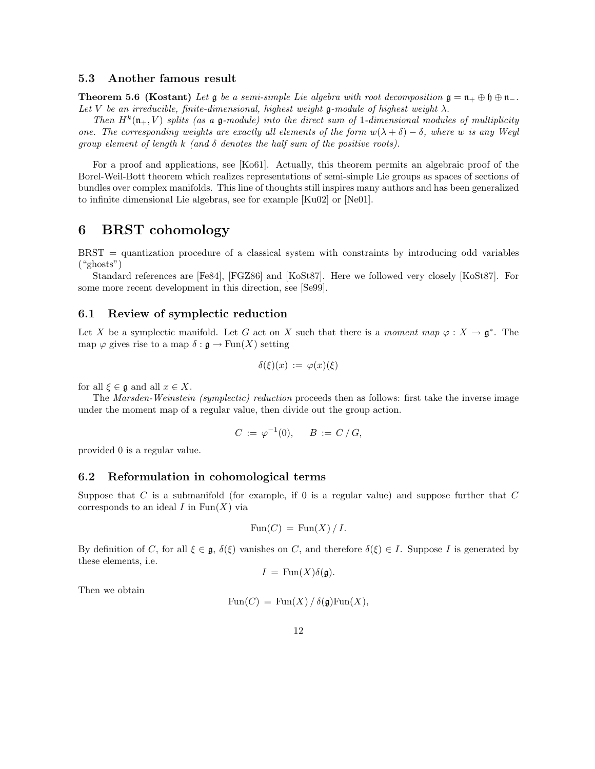### 5.3 Another famous result

**Theorem 5.6 (Kostant)** *Let $\mathfrak{g}$ be a semi-simple Lie algebra with root decomposition $\mathfrak{g} = \mathfrak{n}_+ \oplus \mathfrak{h} \oplus \mathfrak{n}_-$. Let $V$ be an irreducible, finite-dimensional, highest weight $\mathfrak{g}$-module of highest weight $\lambda$.*

*Then $H^k(\mathfrak{n}_+, V)$ splits (as a $\mathfrak{g}$-module) into the direct sum of 1-dimensional modules of multiplicity one. The corresponding weights are exactly all elements of the form $w(\lambda + \delta) - \delta$, where $w$ is any Weyl group element of length $k$ (and $\delta$ denotes the half sum of the positive roots).*

For a proof and applications, see [Ko61]. Actually, this theorem permits an algebraic proof of the Borel-Weil-Bott theorem which realizes representations of semi-simple Lie groups as spaces of sections of bundles over complex manifolds. This line of thoughts still inspires many authors and has been generalized to infinite dimensional Lie algebras, see for example [Ku02] or [Ne01].

## 6 BRST cohomology

BRST = quantization procedure of a classical system with constraints by introducing odd variables ("ghosts")

Standard references are [Fe84], [FGZ86] and [KoSt87]. Here we followed very closely [KoSt87]. For some more recent development in this direction, see [Se99].

### 6.1 Review of symplectic reduction

Let $X$ be a symplectic manifold. Let $G$ act on $X$ such that there is a *moment map* $\varphi : X \to \mathfrak{g}^*$. The map $\varphi$ gives rise to a map $\delta : \mathfrak{g} \to \mathrm{Fun}(X)$ setting

$$\delta(\xi)(x) := \varphi(x)(\xi)$$

for all $\xi \in \mathfrak{g}$ and all $x \in X$.

The *Marsden-Weinstein (symplectic) reduction* proceeds then as follows: first take the inverse image under the moment map of a regular value, then divide out the group action.

$$C := \varphi^{-1}(0), \qquad B := C \,/\, G,$$

provided 0 is a regular value.

### 6.2 Reformulation in cohomological terms

Suppose that $C$ is a submanifold (for example, if 0 is a regular value) and suppose further that $C$ corresponds to an ideal $I$ in $\mathrm{Fun}(X)$ via

$$\mathrm{Fun}(C) = \mathrm{Fun}(X) \,/\, I.$$

By definition of $C$, for all $\xi \in \mathfrak{g}$, $\delta(\xi)$ vanishes on $C$, and therefore $\delta(\xi) \in I$. Suppose $I$ is generated by these elements, i.e.

$$I = \mathrm{Fun}(X)\delta(\mathfrak{g}).$$

Then we obtain

$$\mathrm{Fun}(C) = \mathrm{Fun}(X) \,/\, \delta(\mathfrak{g})\mathrm{Fun}(X),$$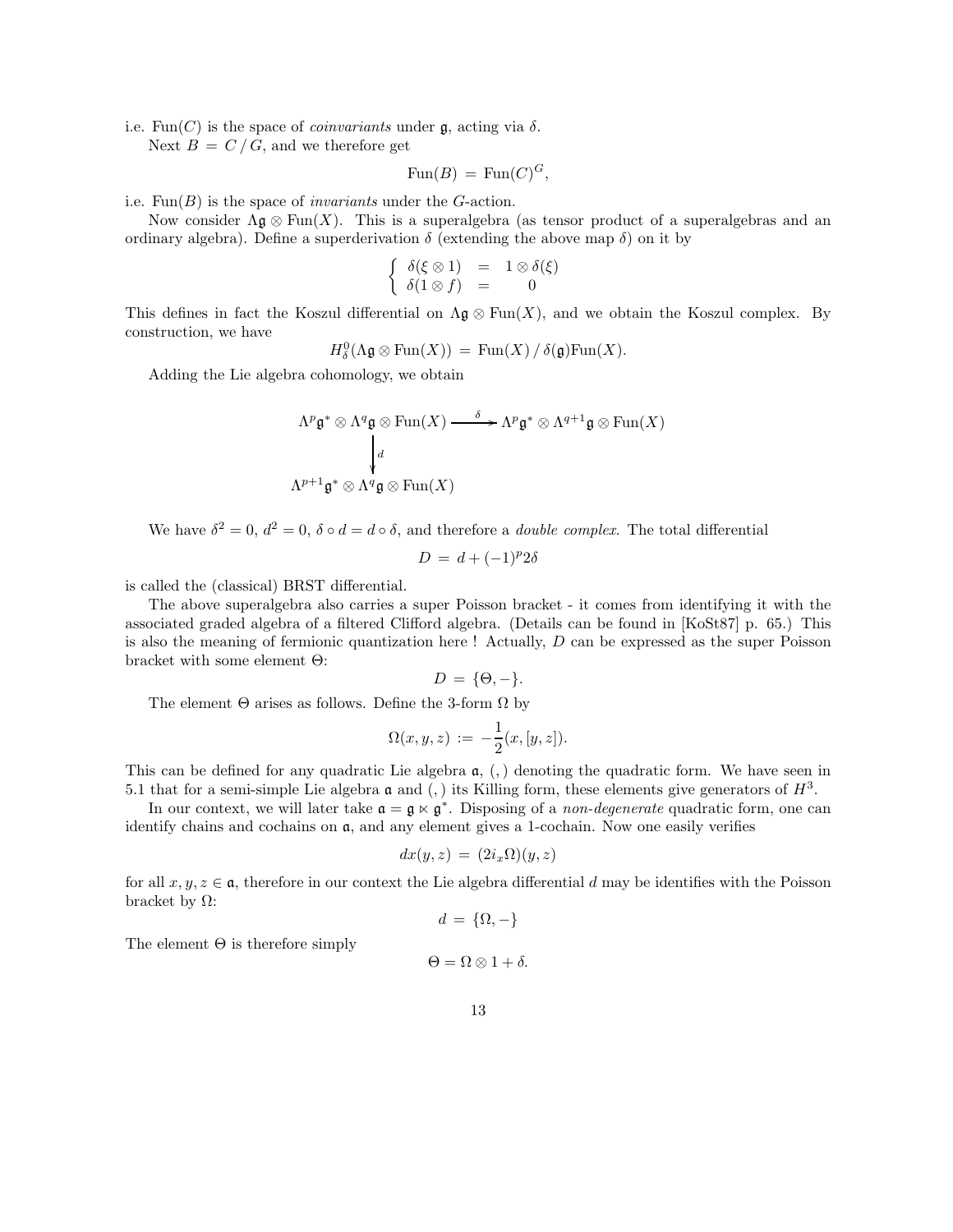i.e. $\mathrm{Fun}(C)$ is the space of *coinvariants* under $\mathfrak{g}$, acting via $\delta$.

Next $B = C / G$, and we therefore get

$$\mathrm{Fun}(B) = \mathrm{Fun}(C)^G,$$

i.e. $\mathrm{Fun}(B)$ is the space of *invariants* under the $G$-action.

Now consider $\Lambda\mathfrak{g} \otimes \mathrm{Fun}(X)$. This is a superalgebra (as tensor product of a superalgebras and an ordinary algebra). Define a superderivation $\delta$ (extending the above map $\delta$) on it by

$$\begin{cases} \delta(\xi \otimes 1) &= 1 \otimes \delta(\xi) \\ \delta(1 \otimes f) &= 0 \end{cases}$$

This defines in fact the Koszul differential on $\Lambda\mathfrak{g} \otimes \mathrm{Fun}(X)$, and we obtain the Koszul complex. By construction, we have

$$H^0_\delta(\Lambda\mathfrak{g} \otimes \mathrm{Fun}(X)) = \mathrm{Fun}(X) / \delta(\mathfrak{g})\mathrm{Fun}(X).$$

Adding the Lie algebra cohomology, we obtain

$$\begin{array}{ccc} \Lambda^p\mathfrak{g}^* \otimes \Lambda^q\mathfrak{g} \otimes \mathrm{Fun}(X) & \xrightarrow{\delta} & \Lambda^p\mathfrak{g}^* \otimes \Lambda^{q+1}\mathfrak{g} \otimes \mathrm{Fun}(X) \\ \Big\downarrow d & & \\ \Lambda^{p+1}\mathfrak{g}^* \otimes \Lambda^q\mathfrak{g} \otimes \mathrm{Fun}(X) & & \end{array}$$

We have $\delta^2 = 0$, $d^2 = 0$, $\delta \circ d = d \circ \delta$, and therefore a *double complex*. The total differential

$$D = d + (-1)^p 2\delta$$

is called the (classical) BRST differential.

The above superalgebra also carries a super Poisson bracket - it comes from identifying it with the associated graded algebra of a filtered Clifford algebra. (Details can be found in [KoSt87] p. 65.) This is also the meaning of fermionic quantization here ! Actually, $D$ can be expressed as the super Poisson bracket with some element $\Theta$:

$$D = \{\Theta, -\}.$$

The element $\Theta$ arises as follows. Define the 3-form $\Omega$ by

$$\Omega(x, y, z) := -\frac{1}{2}(x, [y, z]).$$

This can be defined for any quadratic Lie algebra $\mathfrak{a}$, $(,)$ denoting the quadratic form. We have seen in 5.1 that for a semi-simple Lie algebra $\mathfrak{a}$ and $(,)$ its Killing form, these elements give generators of $H^3$.

In our context, we will later take $\mathfrak{a} = \mathfrak{g} \ltimes \mathfrak{g}^*$. Disposing of a *non-degenerate* quadratic form, one can identify chains and cochains on $\mathfrak{a}$, and any element gives a 1-cochain. Now one easily verifies

$$dx(y, z) = (2i_x\Omega)(y, z)$$

for all $x, y, z \in \mathfrak{a}$, therefore in our context the Lie algebra differential $d$ may be identifies with the Poisson bracket by $\Omega$:

$$d = \{\Omega, -\}$$

The element $\Theta$ is therefore simply

$$\Theta = \Omega \otimes 1 + \delta.$$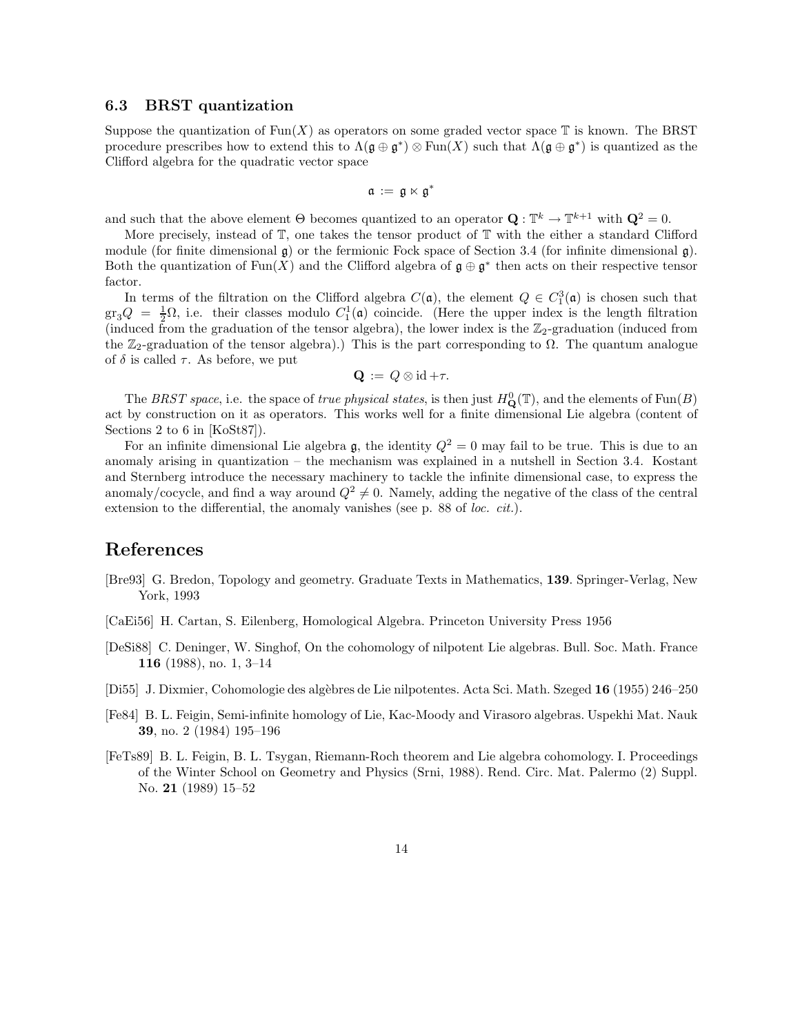### 6.3 BRST quantization

Suppose the quantization of $\mathrm{Fun}(X)$ as operators on some graded vector space $\mathbb{T}$ is known. The BRST procedure prescribes how to extend this to $\Lambda(\mathfrak{g} \oplus \mathfrak{g}^*) \otimes \mathrm{Fun}(X)$ such that $\Lambda(\mathfrak{g} \oplus \mathfrak{g}^*)$ is quantized as the Clifford algebra for the quadratic vector space

$$\mathfrak{a} := \mathfrak{g} \ltimes \mathfrak{g}^*$$

and such that the above element $\Theta$ becomes quantized to an operator $\mathbf{Q} : \mathbb{T}^k \to \mathbb{T}^{k+1}$ with $\mathbf{Q}^2 = 0$.

More precisely, instead of $\mathbb{T}$, one takes the tensor product of $\mathbb{T}$ with the either a standard Clifford module (for finite dimensional $\mathfrak{g}$) or the fermionic Fock space of Section 3.4 (for infinite dimensional $\mathfrak{g}$). Both the quantization of $\mathrm{Fun}(X)$ and the Clifford algebra of $\mathfrak{g} \oplus \mathfrak{g}^*$ then acts on their respective tensor factor.

In terms of the filtration on the Clifford algebra $C(\mathfrak{a})$, the element $Q \in C_1^3(\mathfrak{a})$ is chosen such that $\mathrm{gr}_3 Q = \frac{1}{2}\Omega$, i.e. their classes modulo $C_1^1(\mathfrak{a})$ coincide. (Here the upper index is the length filtration (induced from the graduation of the tensor algebra), the lower index is the $\mathbb{Z}_2$-graduation (induced from the $\mathbb{Z}_2$-graduation of the tensor algebra).) This is the part corresponding to $\Omega$. The quantum analogue of $\delta$ is called $\tau$. As before, we put

$$\mathbf{Q} := Q \otimes \mathrm{id} + \tau.$$

The *BRST space*, i.e. the space of *true physical states*, is then just $H^0_{\mathbf{Q}}(\mathbb{T})$, and the elements of $\mathrm{Fun}(B)$ act by construction on it as operators. This works well for a finite dimensional Lie algebra (content of Sections 2 to 6 in [KoSt87]).

For an infinite dimensional Lie algebra $\mathfrak{g}$, the identity $Q^2 = 0$ may fail to be true. This is due to an anomaly arising in quantization – the mechanism was explained in a nutshell in Section 3.4. Kostant and Sternberg introduce the necessary machinery to tackle the infinite dimensional case, to express the anomaly/cocycle, and find a way around $Q^2 \neq 0$. Namely, adding the negative of the class of the central extension to the differential, the anomaly vanishes (see p. 88 of *loc. cit.*).

## References

[Bre93] G. Bredon, Topology and geometry. Graduate Texts in Mathematics, **139**. Springer-Verlag, New York, 1993

[CaEi56] H. Cartan, S. Eilenberg, Homological Algebra. Princeton University Press 1956

[DeSi88] C. Deninger, W. Singhof, On the cohomology of nilpotent Lie algebras. Bull. Soc. Math. France **116** (1988), no. 1, 3–14

[Di55] J. Dixmier, Cohomologie des algèbres de Lie nilpotentes. Acta Sci. Math. Szeged **16** (1955) 246–250

[Fe84] B. L. Feigin, Semi-infinite homology of Lie, Kac-Moody and Virasoro algebras. Uspekhi Mat. Nauk **39**, no. 2 (1984) 195–196

[FeTs89] B. L. Feigin, B. L. Tsygan, Riemann-Roch theorem and Lie algebra cohomology. I. Proceedings of the Winter School on Geometry and Physics (Srni, 1988). Rend. Circ. Mat. Palermo (2) Suppl. No. **21** (1989) 15–52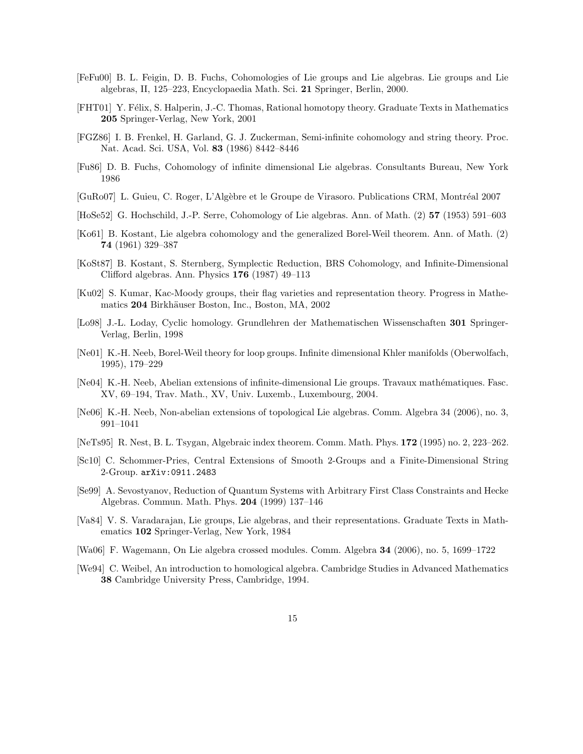[FeFu00] B. L. Feigin, D. B. Fuchs, Cohomologies of Lie groups and Lie algebras. Lie groups and Lie algebras, II, 125–223, Encyclopaedia Math. Sci. **21** Springer, Berlin, 2000.

[FHT01] Y. Félix, S. Halperin, J.-C. Thomas, Rational homotopy theory. Graduate Texts in Mathematics **205** Springer-Verlag, New York, 2001

[FGZ86] I. B. Frenkel, H. Garland, G. J. Zuckerman, Semi-infinite cohomology and string theory. Proc. Nat. Acad. Sci. USA, Vol. **83** (1986) 8442–8446

[Fu86] D. B. Fuchs, Cohomology of infinite dimensional Lie algebras. Consultants Bureau, New York 1986

[GuRo07] L. Guieu, C. Roger, L'Algèbre et le Groupe de Virasoro. Publications CRM, Montréal 2007

[HoSe52] G. Hochschild, J.-P. Serre, Cohomology of Lie algebras. Ann. of Math. (2) **57** (1953) 591–603

[Ko61] B. Kostant, Lie algebra cohomology and the generalized Borel-Weil theorem. Ann. of Math. (2) **74** (1961) 329–387

[KoSt87] B. Kostant, S. Sternberg, Symplectic Reduction, BRS Cohomology, and Infinite-Dimensional Clifford algebras. Ann. Physics **176** (1987) 49–113

[Ku02] S. Kumar, Kac-Moody groups, their flag varieties and representation theory. Progress in Mathematics **204** Birkhäuser Boston, Inc., Boston, MA, 2002

[Lo98] J.-L. Loday, Cyclic homology. Grundlehren der Mathematischen Wissenschaften **301** Springer-Verlag, Berlin, 1998

[Ne01] K.-H. Neeb, Borel-Weil theory for loop groups. Infinite dimensional Khler manifolds (Oberwolfach, 1995), 179–229

[Ne04] K.-H. Neeb, Abelian extensions of infinite-dimensional Lie groups. Travaux mathématiques. Fasc. XV, 69–194, Trav. Math., XV, Univ. Luxemb., Luxembourg, 2004.

[Ne06] K.-H. Neeb, Non-abelian extensions of topological Lie algebras. Comm. Algebra 34 (2006), no. 3, 991–1041

[NeTs95] R. Nest, B. L. Tsygan, Algebraic index theorem. Comm. Math. Phys. **172** (1995) no. 2, 223–262.

[Sc10] C. Schommer-Pries, Central Extensions of Smooth 2-Groups and a Finite-Dimensional String 2-Group. `arXiv:0911.2483`

[Se99] A. Sevostyanov, Reduction of Quantum Systems with Arbitrary First Class Constraints and Hecke Algebras. Commun. Math. Phys. **204** (1999) 137–146

[Va84] V. S. Varadarajan, Lie groups, Lie algebras, and their representations. Graduate Texts in Mathematics **102** Springer-Verlag, New York, 1984

[Wa06] F. Wagemann, On Lie algebra crossed modules. Comm. Algebra **34** (2006), no. 5, 1699–1722

[We94] C. Weibel, An introduction to homological algebra. Cambridge Studies in Advanced Mathematics **38** Cambridge University Press, Cambridge, 1994.